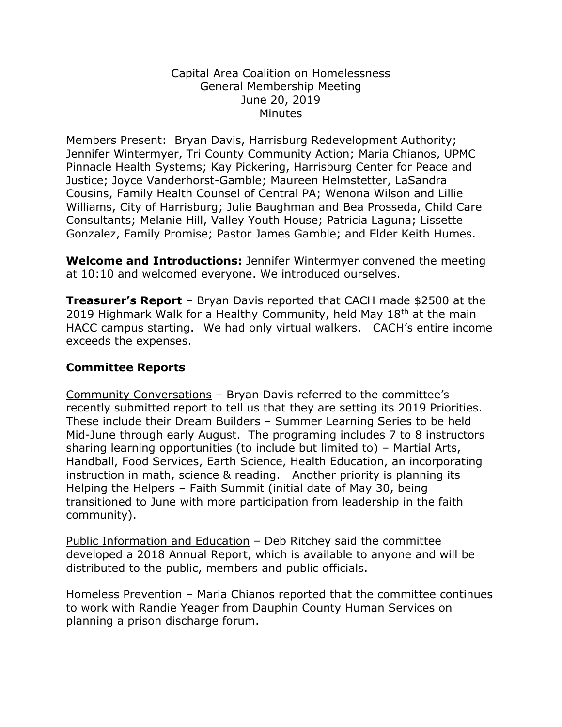Capital Area Coalition on Homelessness
General Membership Meeting
June 20, 2019
Minutes

Members Present: Bryan Davis, Harrisburg Redevelopment Authority; Jennifer Wintermyer, Tri County Community Action; Maria Chianos, UPMC Pinnacle Health Systems; Kay Pickering, Harrisburg Center for Peace and Justice; Joyce Vanderhorst-Gamble; Maureen Helmstetter, LaSandra Cousins, Family Health Counsel of Central PA; Wenona Wilson and Lillie Williams, City of Harrisburg; Julie Baughman and Bea Prosseda, Child Care Consultants; Melanie Hill, Valley Youth House; Patricia Laguna; Lissette Gonzalez, Family Promise; Pastor James Gamble; and Elder Keith Humes.

**Welcome and Introductions:** Jennifer Wintermyer convened the meeting at 10:10 and welcomed everyone. We introduced ourselves.

**Treasurer's Report** – Bryan Davis reported that CACH made $2500 at the 2019 Highmark Walk for a Healthy Community, held May 18th at the main HACC campus starting. We had only virtual walkers. CACH's entire income exceeds the expenses.

## Committee Reports

Community Conversations – Bryan Davis referred to the committee's recently submitted report to tell us that they are setting its 2019 Priorities. These include their Dream Builders – Summer Learning Series to be held Mid-June through early August. The programing includes 7 to 8 instructors sharing learning opportunities (to include but limited to) – Martial Arts, Handball, Food Services, Earth Science, Health Education, an incorporating instruction in math, science & reading. Another priority is planning its Helping the Helpers – Faith Summit (initial date of May 30, being transitioned to June with more participation from leadership in the faith community).

Public Information and Education – Deb Ritchey said the committee developed a 2018 Annual Report, which is available to anyone and will be distributed to the public, members and public officials.

Homeless Prevention – Maria Chianos reported that the committee continues to work with Randie Yeager from Dauphin County Human Services on planning a prison discharge forum.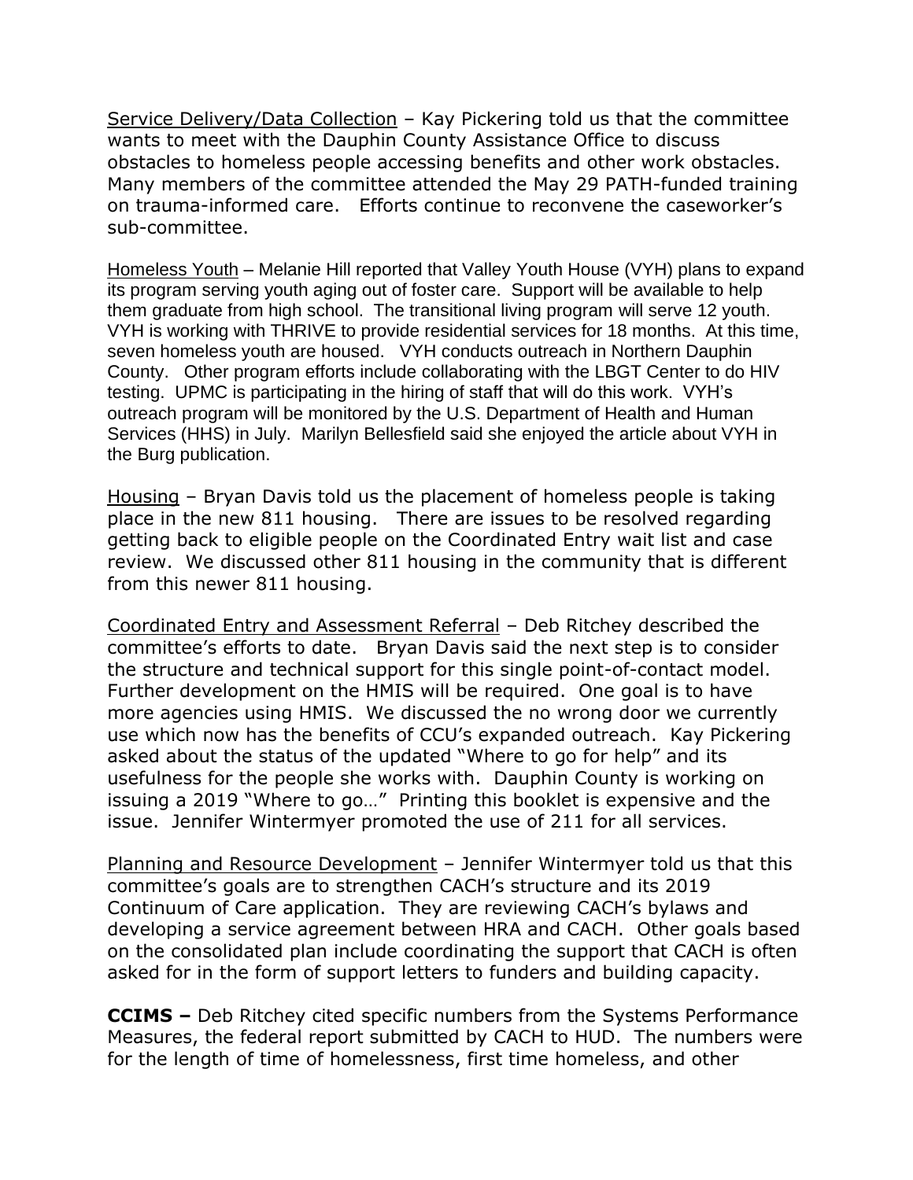Service Delivery/Data Collection – Kay Pickering told us that the committee wants to meet with the Dauphin County Assistance Office to discuss obstacles to homeless people accessing benefits and other work obstacles. Many members of the committee attended the May 29 PATH-funded training on trauma-informed care. Efforts continue to reconvene the caseworker's sub-committee.

Homeless Youth – Melanie Hill reported that Valley Youth House (VYH) plans to expand its program serving youth aging out of foster care. Support will be available to help them graduate from high school. The transitional living program will serve 12 youth. VYH is working with THRIVE to provide residential services for 18 months. At this time, seven homeless youth are housed. VYH conducts outreach in Northern Dauphin County. Other program efforts include collaborating with the LBGT Center to do HIV testing. UPMC is participating in the hiring of staff that will do this work. VYH's outreach program will be monitored by the U.S. Department of Health and Human Services (HHS) in July. Marilyn Bellesfield said she enjoyed the article about VYH in the Burg publication.

Housing – Bryan Davis told us the placement of homeless people is taking place in the new 811 housing. There are issues to be resolved regarding getting back to eligible people on the Coordinated Entry wait list and case review. We discussed other 811 housing in the community that is different from this newer 811 housing.

Coordinated Entry and Assessment Referral – Deb Ritchey described the committee's efforts to date. Bryan Davis said the next step is to consider the structure and technical support for this single point-of-contact model. Further development on the HMIS will be required. One goal is to have more agencies using HMIS. We discussed the no wrong door we currently use which now has the benefits of CCU's expanded outreach. Kay Pickering asked about the status of the updated "Where to go for help" and its usefulness for the people she works with. Dauphin County is working on issuing a 2019 "Where to go…" Printing this booklet is expensive and the issue. Jennifer Wintermyer promoted the use of 211 for all services.

Planning and Resource Development – Jennifer Wintermyer told us that this committee's goals are to strengthen CACH's structure and its 2019 Continuum of Care application. They are reviewing CACH's bylaws and developing a service agreement between HRA and CACH. Other goals based on the consolidated plan include coordinating the support that CACH is often asked for in the form of support letters to funders and building capacity.

**CCIMS –** Deb Ritchey cited specific numbers from the Systems Performance Measures, the federal report submitted by CACH to HUD. The numbers were for the length of time of homelessness, first time homeless, and other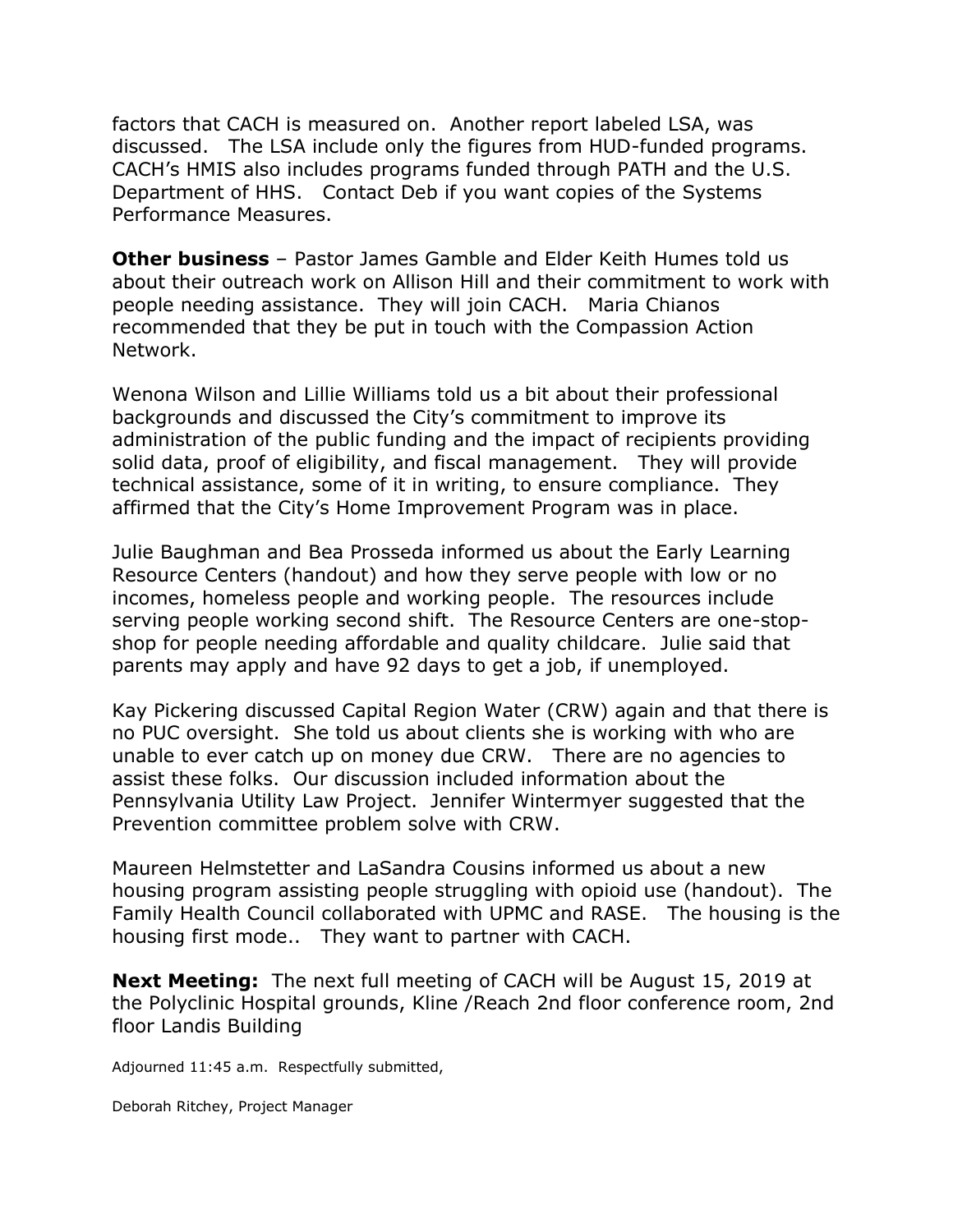factors that CACH is measured on. Another report labeled LSA, was discussed. The LSA include only the figures from HUD-funded programs. CACH's HMIS also includes programs funded through PATH and the U.S. Department of HHS. Contact Deb if you want copies of the Systems Performance Measures.

**Other business** – Pastor James Gamble and Elder Keith Humes told us about their outreach work on Allison Hill and their commitment to work with people needing assistance. They will join CACH. Maria Chianos recommended that they be put in touch with the Compassion Action Network.

Wenona Wilson and Lillie Williams told us a bit about their professional backgrounds and discussed the City's commitment to improve its administration of the public funding and the impact of recipients providing solid data, proof of eligibility, and fiscal management. They will provide technical assistance, some of it in writing, to ensure compliance. They affirmed that the City's Home Improvement Program was in place.

Julie Baughman and Bea Prosseda informed us about the Early Learning Resource Centers (handout) and how they serve people with low or no incomes, homeless people and working people. The resources include serving people working second shift. The Resource Centers are one-stop-shop for people needing affordable and quality childcare. Julie said that parents may apply and have 92 days to get a job, if unemployed.

Kay Pickering discussed Capital Region Water (CRW) again and that there is no PUC oversight. She told us about clients she is working with who are unable to ever catch up on money due CRW. There are no agencies to assist these folks. Our discussion included information about the Pennsylvania Utility Law Project. Jennifer Wintermyer suggested that the Prevention committee problem solve with CRW.

Maureen Helmstetter and LaSandra Cousins informed us about a new housing program assisting people struggling with opioid use (handout). The Family Health Council collaborated with UPMC and RASE. The housing is the housing first mode.. They want to partner with CACH.

**Next Meeting:** The next full meeting of CACH will be August 15, 2019 at the Polyclinic Hospital grounds, Kline /Reach 2nd floor conference room, 2nd floor Landis Building

Adjourned 11:45 a.m. Respectfully submitted,

Deborah Ritchey, Project Manager